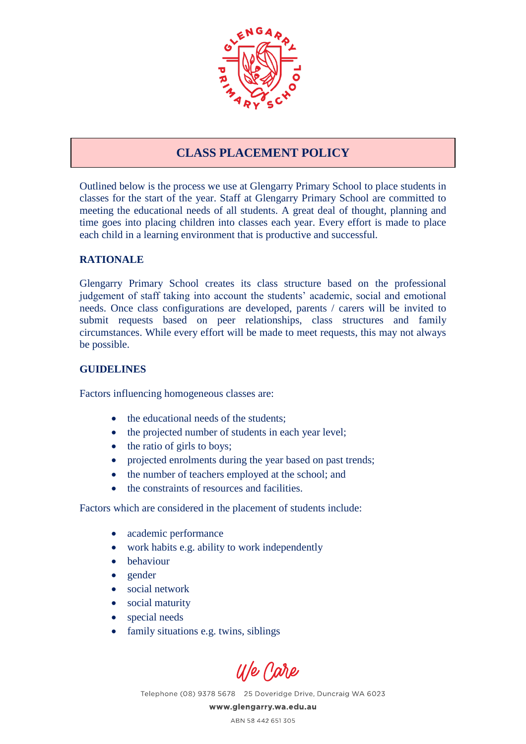# CLASS PLACEMENT POLICY

Outlined below is the process we use at Glengarry Primary School to place students in classes for the start of the year. Staff at Glengarry Primary School are committed to meeting the educational needs of all students. A great deal of thought, planning and time goes into placing children into classes each year. Every effort is made to place each child in a learning environment that is productive and successful.

## RATIONALE

Glengarry Primary School creates its class structure based on the professional judgement of staff taking into account the students' academic, social and emotional needs. Once class configurations are developed, parents / carers will be invited to submit requests based on peer relationships, class structures and family circumstances. While every effort will be made to meet requests, this may not always be possible.

## GUIDELINES

Factors influencing homogeneous classes are:

- the educational needs of the students;
- the projected number of students in each year level;
- the ratio of girls to boys;
- projected enrolments during the year based on past trends;
- the number of teachers employed at the school; and
- the constraints of resources and facilities.

Factors which are considered in the placement of students include:

- academic performance
- work habits e.g. ability to work independently
- behaviour
- gender
- social network
- social maturity
- special needs
- family situations e.g. twins, siblings

*We Care*

Telephone (08) 9378 5678 25 Doveridge Drive, Duncraig WA 6023

www.glengarry.wa.edu.au

ABN 58 442 651 305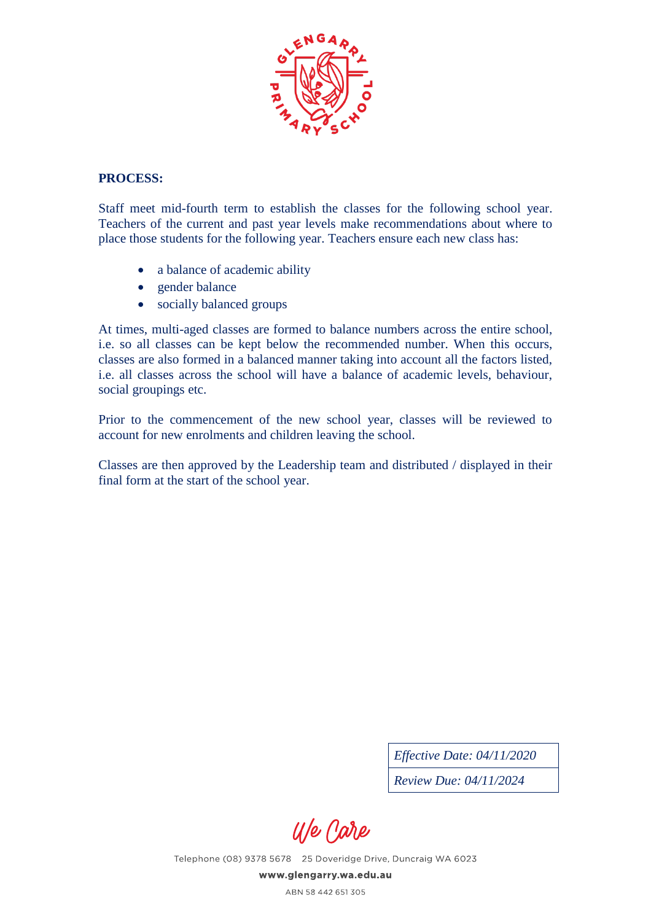**PROCESS:**

Staff meet mid-fourth term to establish the classes for the following school year. Teachers of the current and past year levels make recommendations about where to place those students for the following year. Teachers ensure each new class has:

- a balance of academic ability
- gender balance
- socially balanced groups

At times, multi-aged classes are formed to balance numbers across the entire school, i.e. so all classes can be kept below the recommended number. When this occurs, classes are also formed in a balanced manner taking into account all the factors listed, i.e. all classes across the school will have a balance of academic levels, behaviour, social groupings etc.

Prior to the commencement of the new school year, classes will be reviewed to account for new enrolments and children leaving the school.

Classes are then approved by the Leadership team and distributed / displayed in their final form at the start of the school year.

| |
|---|
| *Effective Date: 04/11/2020* |
| *Review Due: 04/11/2024* |